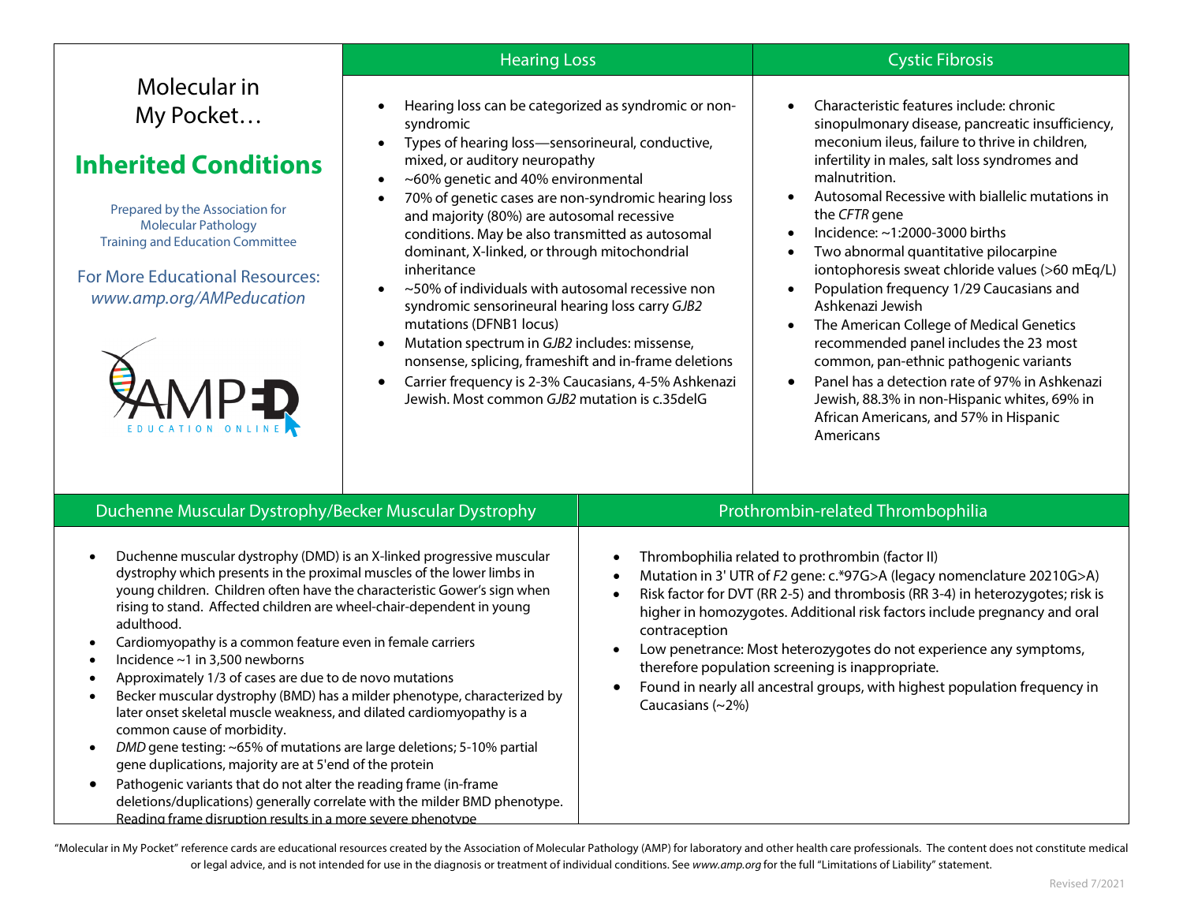# Molecular in My Pocket…

## Inherited Conditions

Prepared by the Association for Molecular Pathology Training and Education Committee

For More Educational Resources: *www.amp.org/AMPeducation*

AMPED EDUCATION ONLINE

## Hearing Loss

- Hearing loss can be categorized as syndromic or non-syndromic
- Types of hearing loss—sensorineural, conductive, mixed, or auditory neuropathy
- ~60% genetic and 40% environmental
- 70% of genetic cases are non-syndromic hearing loss and majority (80%) are autosomal recessive conditions. May be also transmitted as autosomal dominant, X-linked, or through mitochondrial inheritance
- ~50% of individuals with autosomal recessive non syndromic sensorineural hearing loss carry *GJB2* mutations (DFNB1 locus)
- Mutation spectrum in *GJB2* includes: missense, nonsense, splicing, frameshift and in-frame deletions
- Carrier frequency is 2-3% Caucasians, 4-5% Ashkenazi Jewish. Most common *GJB2* mutation is c.35delG

## Cystic Fibrosis

- Characteristic features include: chronic sinopulmonary disease, pancreatic insufficiency, meconium ileus, failure to thrive in children, infertility in males, salt loss syndromes and malnutrition.
- Autosomal Recessive with biallelic mutations in the *CFTR* gene
- Incidence: ~1:2000-3000 births
- Two abnormal quantitative pilocarpine iontophoresis sweat chloride values (>60 mEq/L)
- Population frequency 1/29 Caucasians and Ashkenazi Jewish
- The American College of Medical Genetics recommended panel includes the 23 most common, pan-ethnic pathogenic variants
- Panel has a detection rate of 97% in Ashkenazi Jewish, 88.3% in non-Hispanic whites, 69% in African Americans, and 57% in Hispanic Americans

## Duchenne Muscular Dystrophy/Becker Muscular Dystrophy

- Duchenne muscular dystrophy (DMD) is an X-linked progressive muscular dystrophy which presents in the proximal muscles of the lower limbs in young children. Children often have the characteristic Gower's sign when rising to stand. Affected children are wheel-chair-dependent in young adulthood.
- Cardiomyopathy is a common feature even in female carriers
- Incidence ~1 in 3,500 newborns
- Approximately 1/3 of cases are due to de novo mutations
- Becker muscular dystrophy (BMD) has a milder phenotype, characterized by later onset skeletal muscle weakness, and dilated cardiomyopathy is a common cause of morbidity.
- *DMD* gene testing: ~65% of mutations are large deletions; 5-10% partial gene duplications, majority are at 5'end of the protein
- Pathogenic variants that do not alter the reading frame (in-frame deletions/duplications) generally correlate with the milder BMD phenotype. Reading frame disruption results in a more severe phenotype

## Prothrombin-related Thrombophilia

- Thrombophilia related to prothrombin (factor II)
- Mutation in 3' UTR of *F2* gene: c.*97G>A (legacy nomenclature 20210G>A)
- Risk factor for DVT (RR 2-5) and thrombosis (RR 3-4) in heterozygotes; risk is higher in homozygotes. Additional risk factors include pregnancy and oral contraception
- Low penetrance: Most heterozygotes do not experience any symptoms, therefore population screening is inappropriate.
- Found in nearly all ancestral groups, with highest population frequency in Caucasians (~2%)

"Molecular in My Pocket" reference cards are educational resources created by the Association of Molecular Pathology (AMP) for laboratory and other health care professionals. The content does not constitute medical or legal advice, and is not intended for use in the diagnosis or treatment of individual conditions. See *www.amp.org* for the full "Limitations of Liability" statement.

Revised 7/2021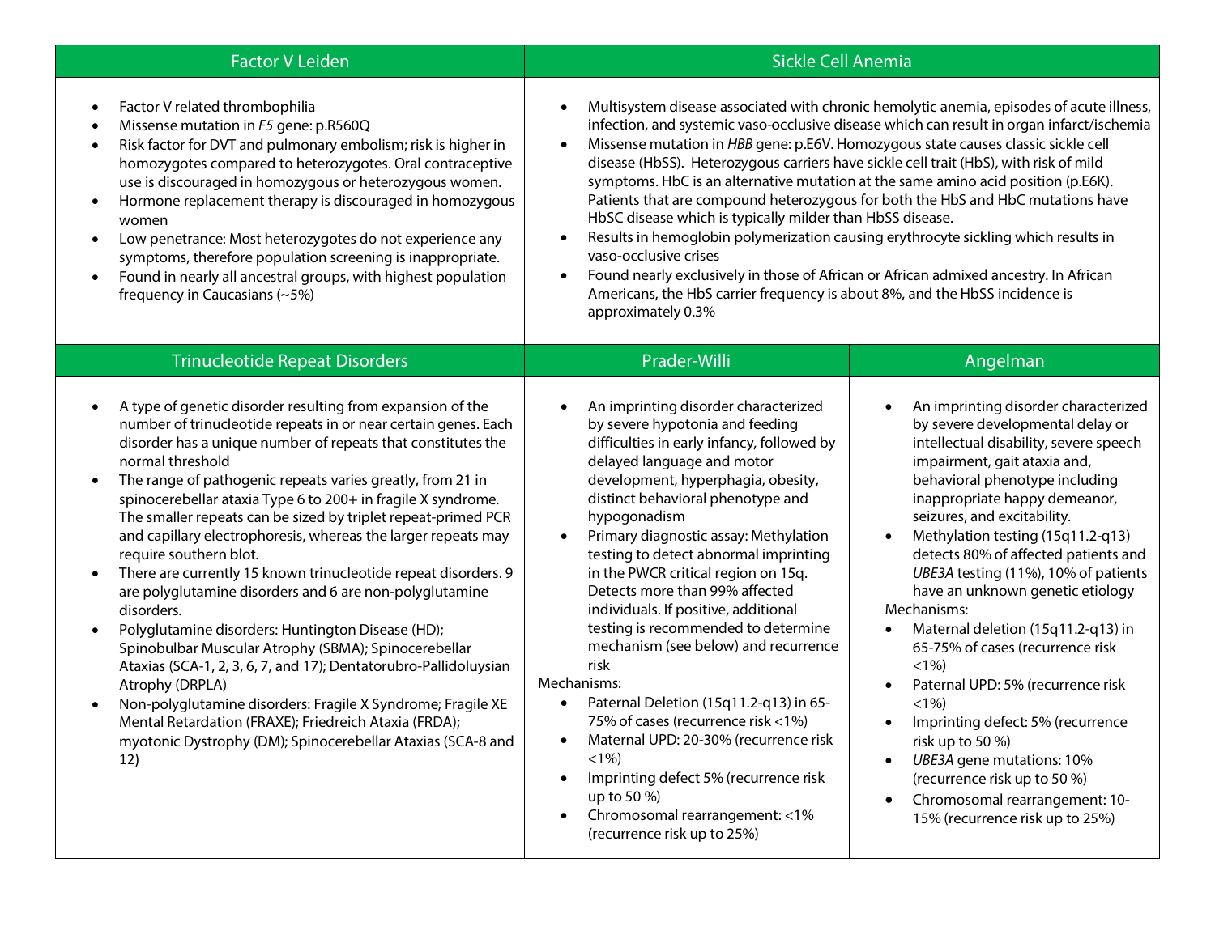## Factor V Leiden

- Factor V related thrombophilia
- Missense mutation in *F5* gene: p.R560Q
- Risk factor for DVT and pulmonary embolism; risk is higher in homozygotes compared to heterozygotes. Oral contraceptive use is discouraged in homozygous or heterozygous women.
- Hormone replacement therapy is discouraged in homozygous women
- Low penetrance: Most heterozygotes do not experience any symptoms, therefore population screening is inappropriate.
- Found in nearly all ancestral groups, with highest population frequency in Caucasians (~5%)

## Sickle Cell Anemia

- Multisystem disease associated with chronic hemolytic anemia, episodes of acute illness, infection, and systemic vaso-occlusive disease which can result in organ infarct/ischemia
- Missense mutation in *HBB* gene: p.E6V. Homozygous state causes classic sickle cell disease (HbSS). Heterozygous carriers have sickle cell trait (HbS), with risk of mild symptoms. HbC is an alternative mutation at the same amino acid position (p.E6K). Patients that are compound heterozygous for both the HbS and HbC mutations have HbSC disease which is typically milder than HbSS disease.
- Results in hemoglobin polymerization causing erythrocyte sickling which results in vaso-occlusive crises
- Found nearly exclusively in those of African or African admixed ancestry. In African Americans, the HbS carrier frequency is about 8%, and the HbSS incidence is approximately 0.3%

## Trinucleotide Repeat Disorders

- A type of genetic disorder resulting from expansion of the number of trinucleotide repeats in or near certain genes. Each disorder has a unique number of repeats that constitutes the normal threshold
- The range of pathogenic repeats varies greatly, from 21 in spinocerebellar ataxia Type 6 to 200+ in fragile X syndrome. The smaller repeats can be sized by triplet repeat-primed PCR and capillary electrophoresis, whereas the larger repeats may require southern blot.
- There are currently 15 known trinucleotide repeat disorders. 9 are polyglutamine disorders and 6 are non-polyglutamine disorders.
- Polyglutamine disorders: Huntington Disease (HD); Spinobulbar Muscular Atrophy (SBMA); Spinocerebellar Ataxias (SCA-1, 2, 3, 6, 7, and 17); Dentatorubro-Pallidoluysian Atrophy (DRPLA)
- Non-polyglutamine disorders: Fragile X Syndrome; Fragile XE Mental Retardation (FRAXE); Friedreich Ataxia (FRDA); myotonic Dystrophy (DM); Spinocerebellar Ataxias (SCA-8 and 12)

## Prader-Willi

- An imprinting disorder characterized by severe hypotonia and feeding difficulties in early infancy, followed by delayed language and motor development, hyperphagia, obesity, distinct behavioral phenotype and hypogonadism
- Primary diagnostic assay: Methylation testing to detect abnormal imprinting in the PWCR critical region on 15q. Detects more than 99% affected individuals. If positive, additional testing is recommended to determine mechanism (see below) and recurrence risk

Mechanisms:

- Paternal Deletion (15q11.2-q13) in 65-75% of cases (recurrence risk <1%)
- Maternal UPD: 20-30% (recurrence risk <1%)
- Imprinting defect 5% (recurrence risk up to 50 %)
- Chromosomal rearrangement: <1% (recurrence risk up to 25%)

## Angelman

- An imprinting disorder characterized by severe developmental delay or intellectual disability, severe speech impairment, gait ataxia and, behavioral phenotype including inappropriate happy demeanor, seizures, and excitability.
- Methylation testing (15q11.2-q13) detects 80% of affected patients and *UBE3A* testing (11%), 10% of patients have an unknown genetic etiology

Mechanisms:

- Maternal deletion (15q11.2-q13) in 65-75% of cases (recurrence risk <1%)
- Paternal UPD: 5% (recurrence risk <1%)
- Imprinting defect: 5% (recurrence risk up to 50 %)
- *UBE3A* gene mutations: 10% (recurrence risk up to 50 %)
- Chromosomal rearrangement: 10-15% (recurrence risk up to 25%)